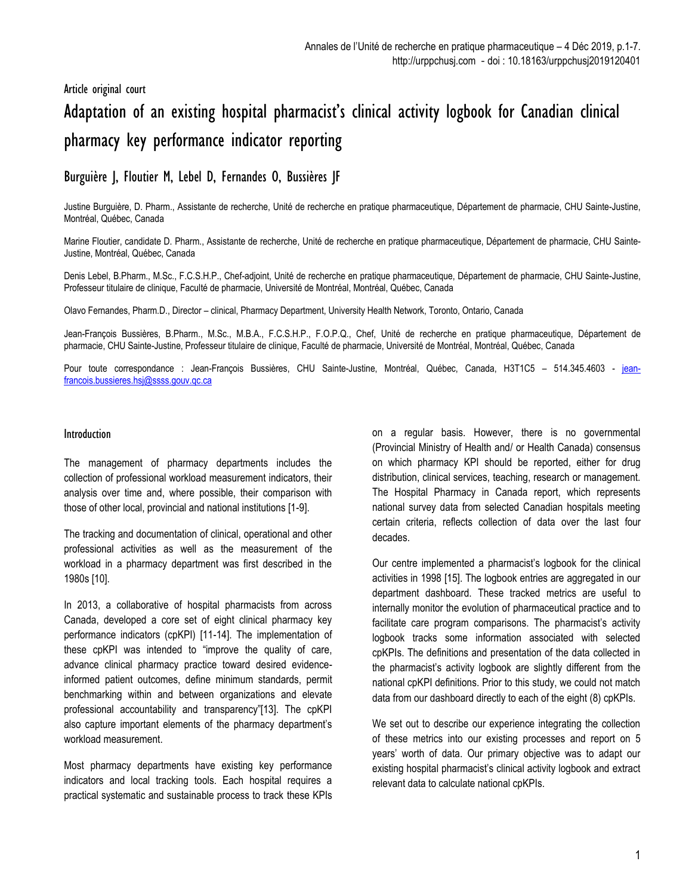Article original court

# Adaptation of an existing hospital pharmacist's clinical activity logbook for Canadian clinical pharmacy key performance indicator reporting

## Burguière J, Floutier M, Lebel D, Fernandes O, Bussières JF

Justine Burguière, D. Pharm., Assistante de recherche, Unité de recherche en pratique pharmaceutique, Département de pharmacie, CHU Sainte-Justine, Montréal, Québec, Canada

Marine Floutier, candidate D. Pharm., Assistante de recherche, Unité de recherche en pratique pharmaceutique, Département de pharmacie, CHU Sainte-Justine, Montréal, Québec, Canada

Denis Lebel, B.Pharm., M.Sc., F.C.S.H.P., Chef-adjoint, Unité de recherche en pratique pharmaceutique, Département de pharmacie, CHU Sainte-Justine, Professeur titulaire de clinique, Faculté de pharmacie, Université de Montréal, Montréal, Québec, Canada

Olavo Fernandes, Pharm.D., Director – clinical, Pharmacy Department, University Health Network, Toronto, Ontario, Canada

Jean-François Bussières, B.Pharm., M.Sc., M.B.A., F.C.S.H.P., F.O.P.Q., Chef, Unité de recherche en pratique pharmaceutique, Département de pharmacie, CHU Sainte-Justine, Professeur titulaire de clinique, Faculté de pharmacie, Université de Montréal, Montréal, Québec, Canada

Pour toute correspondance : Jean-François Bussières, CHU Sainte-Justine, Montréal, Québec, Canada, H3T1C5 – 514.345.4603 - jean-francois.bussieres.hsj@ssss.gouv.qc.ca

### Introduction

The management of pharmacy departments includes the collection of professional workload measurement indicators, their analysis over time and, where possible, their comparison with those of other local, provincial and national institutions [1-9].

The tracking and documentation of clinical, operational and other professional activities as well as the measurement of the workload in a pharmacy department was first described in the 1980s [10].

In 2013, a collaborative of hospital pharmacists from across Canada, developed a core set of eight clinical pharmacy key performance indicators (cpKPI) [11-14]. The implementation of these cpKPI was intended to "improve the quality of care, advance clinical pharmacy practice toward desired evidence-informed patient outcomes, define minimum standards, permit benchmarking within and between organizations and elevate professional accountability and transparency"[13]. The cpKPI also capture important elements of the pharmacy department's workload measurement.

Most pharmacy departments have existing key performance indicators and local tracking tools. Each hospital requires a practical systematic and sustainable process to track these KPIs on a regular basis. However, there is no governmental (Provincial Ministry of Health and/ or Health Canada) consensus on which pharmacy KPI should be reported, either for drug distribution, clinical services, teaching, research or management. The Hospital Pharmacy in Canada report, which represents national survey data from selected Canadian hospitals meeting certain criteria, reflects collection of data over the last four decades.

Our centre implemented a pharmacist's logbook for the clinical activities in 1998 [15]. The logbook entries are aggregated in our department dashboard. These tracked metrics are useful to internally monitor the evolution of pharmaceutical practice and to facilitate care program comparisons. The pharmacist's activity logbook tracks some information associated with selected cpKPIs. The definitions and presentation of the data collected in the pharmacist's activity logbook are slightly different from the national cpKPI definitions. Prior to this study, we could not match data from our dashboard directly to each of the eight (8) cpKPIs.

We set out to describe our experience integrating the collection of these metrics into our existing processes and report on 5 years' worth of data. Our primary objective was to adapt our existing hospital pharmacist's clinical activity logbook and extract relevant data to calculate national cpKPIs.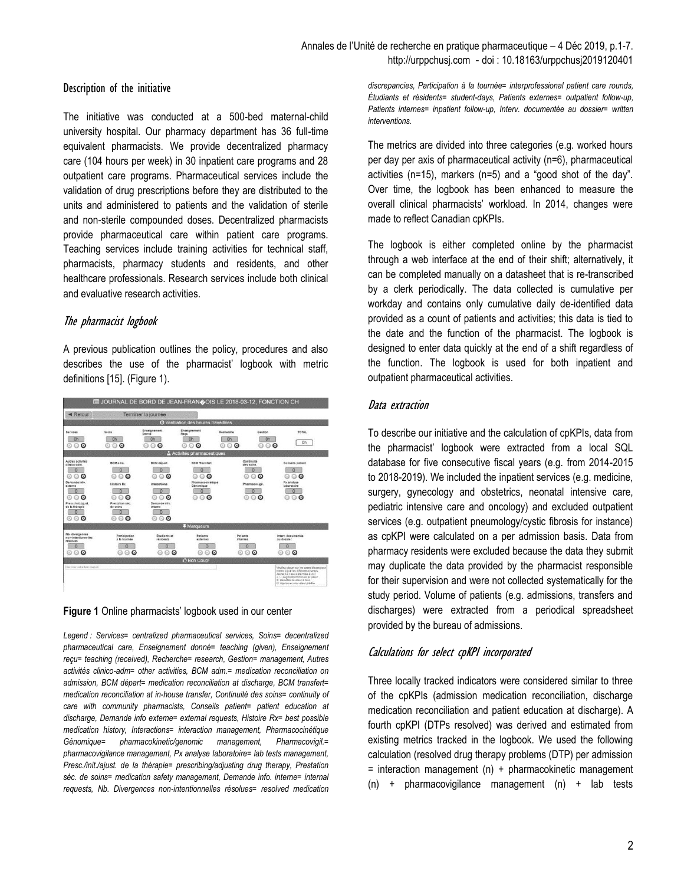## Description of the initiative

The initiative was conducted at a 500-bed maternal-child university hospital. Our pharmacy department has 36 full-time equivalent pharmacists. We provide decentralized pharmacy care (104 hours per week) in 30 inpatient care programs and 28 outpatient care programs. Pharmaceutical services include the validation of drug prescriptions before they are distributed to the units and administered to patients and the validation of sterile and non-sterile compounded doses. Decentralized pharmacists provide pharmaceutical care within patient care programs. Teaching services include training activities for technical staff, pharmacists, pharmacy students and residents, and other healthcare professionals. Research services include both clinical and evaluative research activities.

### *The pharmacist logbook*

A previous publication outlines the policy, procedures and also describes the use of the pharmacist' logbook with metric definitions [15]. (Figure 1).

**Figure 1** Online pharmacists' logbook used in our center

*Legend : Services= centralized pharmaceutical services, Soins= decentralized pharmaceutical care, Enseignement donné= teaching (given), Enseignement reçu= teaching (received), Recherche= research, Gestion= management, Autres activités clinico-adm= other activities, BCM adm.= medication reconciliation on admission, BCM départ= medication reconciliation at discharge, BCM transfert= medication reconciliation at in-house transfer, Continuité des soins= continuity of care with community pharmacists, Conseils patient= patient education at discharge, Demande info externe= external requests, Histoire Rx= best possible medication history, Interactions= interaction management, Pharmacocinétique Génomique= pharmacokinetic/genomic management, Pharmacovigil.= pharmacovigilance management, Px analyse laboratoire= lab tests management, Presc./init./ajust. de la thérapie= prescribing/adjusting drug therapy, Prestation séc. de soins= medication safety management, Demande info. interne= internal requests, Nb. Divergences non-intentionnelles résolues= resolved medication discrepancies, Participation à la tournée= interprofessional patient care rounds, Étudiants et résidents= student-days, Patients externes= outpatient follow-up, Patients internes= inpatient follow-up, Interv. documentée au dossier= written interventions.*

The metrics are divided into three categories (e.g. worked hours per day per axis of pharmaceutical activity (n=6), pharmaceutical activities (n=15), markers (n=5) and a "good shot of the day". Over time, the logbook has been enhanced to measure the overall clinical pharmacists' workload. In 2014, changes were made to reflect Canadian cpKPIs.

The logbook is either completed online by the pharmacist through a web interface at the end of their shift; alternatively, it can be completed manually on a datasheet that is re-transcribed by a clerk periodically. The data collected is cumulative per workday and contains only cumulative daily de-identified data provided as a count of patients and activities; this data is tied to the date and the function of the pharmacist. The logbook is designed to enter data quickly at the end of a shift regardless of the function. The logbook is used for both inpatient and outpatient pharmaceutical activities.

### *Data extraction*

To describe our initiative and the calculation of cpKPIs, data from the pharmacist' logbook were extracted from a local SQL database for five consecutive fiscal years (e.g. from 2014-2015 to 2018-2019). We included the inpatient services (e.g. medicine, surgery, gynecology and obstetrics, neonatal intensive care, pediatric intensive care and oncology) and excluded outpatient services (e.g. outpatient pneumology/cystic fibrosis for instance) as cpKPI were calculated on a per admission basis. Data from pharmacy residents were excluded because the data they submit may duplicate the data provided by the pharmacist responsible for their supervision and were not collected systematically for the study period. Volume of patients (e.g. admissions, transfers and discharges) were extracted from a periodical spreadsheet provided by the bureau of admissions.

### *Calculations for select cpKPI incorporated*

Three locally tracked indicators were considered similar to three of the cpKPIs (admission medication reconciliation, discharge medication reconciliation and patient education at discharge). A fourth cpKPI (DTPs resolved) was derived and estimated from existing metrics tracked in the logbook. We used the following calculation (resolved drug therapy problems (DTP) per admission = interaction management (n) + pharmacokinetic management (n) + pharmacovigilance management (n) + lab tests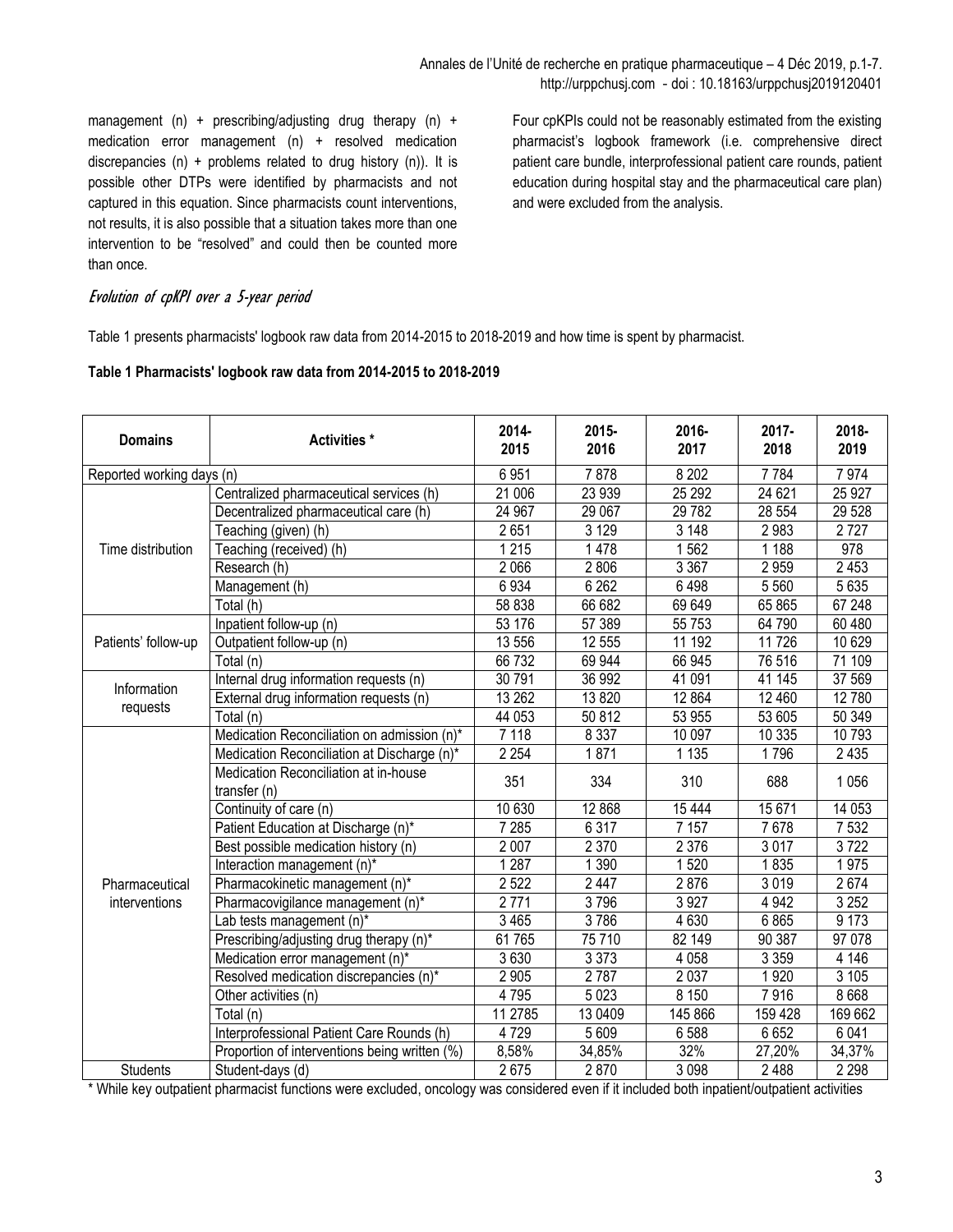management (n) + prescribing/adjusting drug therapy (n) + medication error management (n) + resolved medication discrepancies (n) + problems related to drug history (n)). It is possible other DTPs were identified by pharmacists and not captured in this equation. Since pharmacists count interventions, not results, it is also possible that a situation takes more than one intervention to be "resolved" and could then be counted more than once.

Four cpKPIs could not be reasonably estimated from the existing pharmacist's logbook framework (i.e. comprehensive direct patient care bundle, interprofessional patient care rounds, patient education during hospital stay and the pharmaceutical care plan) and were excluded from the analysis.

### *Evolution of cpKPI over a 5-year period*

Table 1 presents pharmacists' logbook raw data from 2014-2015 to 2018-2019 and how time is spent by pharmacist.

**Table 1 Pharmacists' logbook raw data from 2014-2015 to 2018-2019**

| Domains | Activities * | 2014-2015 | 2015-2016 | 2016-2017 | 2017-2018 | 2018-2019 |
|---|---|---|---|---|---|---|
| Reported working days (n) | | 6 951 | 7 878 | 8 202 | 7 784 | 7 974 |
| Time distribution | Centralized pharmaceutical services (h) | 21 006 | 23 939 | 25 292 | 24 621 | 25 927 |
| | Decentralized pharmaceutical care (h) | 24 967 | 29 067 | 29 782 | 28 554 | 29 528 |
| | Teaching (given) (h) | 2 651 | 3 129 | 3 148 | 2 983 | 2 727 |
| | Teaching (received) (h) | 1 215 | 1 478 | 1 562 | 1 188 | 978 |
| | Research (h) | 2 066 | 2 806 | 3 367 | 2 959 | 2 453 |
| | Management (h) | 6 934 | 6 262 | 6 498 | 5 560 | 5 635 |
| | Total (h) | 58 838 | 66 682 | 69 649 | 65 865 | 67 248 |
| Patients' follow-up | Inpatient follow-up (n) | 53 176 | 57 389 | 55 753 | 64 790 | 60 480 |
| | Outpatient follow-up (n) | 13 556 | 12 555 | 11 192 | 11 726 | 10 629 |
| | Total (n) | 66 732 | 69 944 | 66 945 | 76 516 | 71 109 |
| Information requests | Internal drug information requests (n) | 30 791 | 36 992 | 41 091 | 41 145 | 37 569 |
| | External drug information requests (n) | 13 262 | 13 820 | 12 864 | 12 460 | 12 780 |
| | Total (n) | 44 053 | 50 812 | 53 955 | 53 605 | 50 349 |
| Pharmaceutical interventions | Medication Reconciliation on admission (n)* | 7 118 | 8 337 | 10 097 | 10 335 | 10 793 |
| | Medication Reconciliation at Discharge (n)* | 2 254 | 1 871 | 1 135 | 1 796 | 2 435 |
| | Medication Reconciliation at in-house transfer (n) | 351 | 334 | 310 | 688 | 1 056 |
| | Continuity of care (n) | 10 630 | 12 868 | 15 444 | 15 671 | 14 053 |
| | Patient Education at Discharge (n)* | 7 285 | 6 317 | 7 157 | 7 678 | 7 532 |
| | Best possible medication history (n) | 2 007 | 2 370 | 2 376 | 3 017 | 3 722 |
| | Interaction management (n)* | 1 287 | 1 390 | 1 520 | 1 835 | 1 975 |
| | Pharmacokinetic management (n)* | 2 522 | 2 447 | 2 876 | 3 019 | 2 674 |
| | Pharmacovigilance management (n)* | 2 771 | 3 796 | 3 927 | 4 942 | 3 252 |
| | Lab tests management (n)* | 3 465 | 3 786 | 4 630 | 6 865 | 9 173 |
| | Prescribing/adjusting drug therapy (n)* | 61 765 | 75 710 | 82 149 | 90 387 | 97 078 |
| | Medication error management (n)* | 3 630 | 3 373 | 4 058 | 3 359 | 4 146 |
| | Resolved medication discrepancies (n)* | 2 905 | 2 787 | 2 037 | 1 920 | 3 105 |
| | Other activities (n) | 4 795 | 5 023 | 8 150 | 7 916 | 8 668 |
| | Total (n) | 11 2785 | 13 0409 | 145 866 | 159 428 | 169 662 |
| | Interprofessional Patient Care Rounds (h) | 4 729 | 5 609 | 6 588 | 6 652 | 6 041 |
| | Proportion of interventions being written (%) | 8,58% | 34,85% | 32% | 27,20% | 34,37% |
| Students | Student-days (d) | 2 675 | 2 870 | 3 098 | 2 488 | 2 298 |

\* While key outpatient pharmacist functions were excluded, oncology was considered even if it included both inpatient/outpatient activities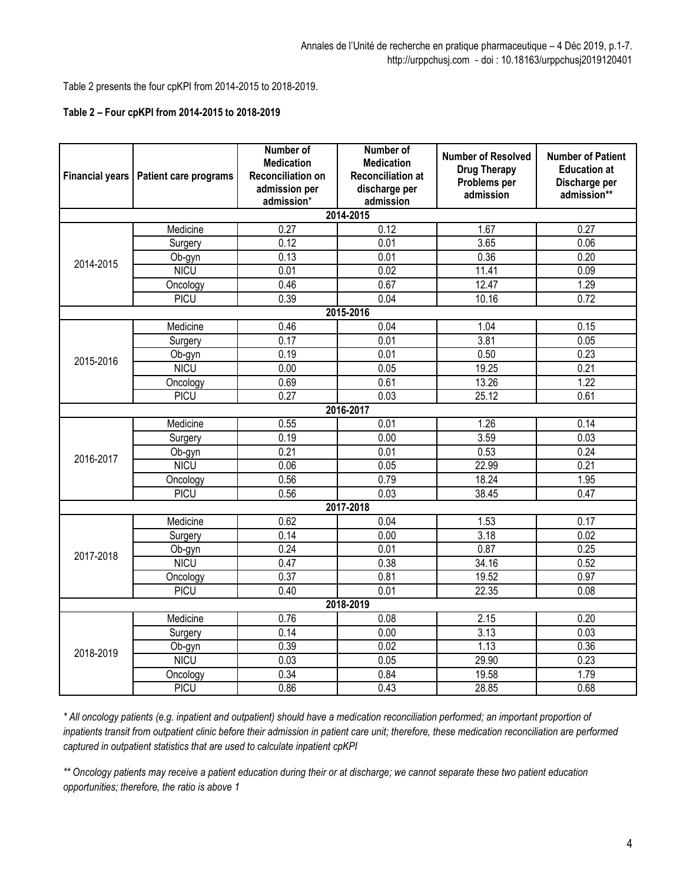Table 2 presents the four cpKPI from 2014-2015 to 2018-2019.

**Table 2 – Four cpKPI from 2014-2015 to 2018-2019**

| Financial years | Patient care programs | Number of Medication Reconciliation on admission per admission* | Number of Medication Reconciliation at discharge per admission | Number of Resolved Drug Therapy Problems per admission | Number of Patient Education at Discharge per admission** |
|---|---|---|---|---|---|
| **2014-2015** | | | | | |
| 2014-2015 | Medicine | 0.27 | 0.12 | 1.67 | 0.27 |
| | Surgery | 0.12 | 0.01 | 3.65 | 0.06 |
| | Ob-gyn | 0.13 | 0.01 | 0.36 | 0.20 |
| | NICU | 0.01 | 0.02 | 11.41 | 0.09 |
| | Oncology | 0.46 | 0.67 | 12.47 | 1.29 |
| | PICU | 0.39 | 0.04 | 10.16 | 0.72 |
| **2015-2016** | | | | | |
| 2015-2016 | Medicine | 0.46 | 0.04 | 1.04 | 0.15 |
| | Surgery | 0.17 | 0.01 | 3.81 | 0.05 |
| | Ob-gyn | 0.19 | 0.01 | 0.50 | 0.23 |
| | NICU | 0.00 | 0.05 | 19.25 | 0.21 |
| | Oncology | 0.69 | 0.61 | 13.26 | 1.22 |
| | PICU | 0.27 | 0.03 | 25.12 | 0.61 |
| **2016-2017** | | | | | |
| 2016-2017 | Medicine | 0.55 | 0.01 | 1.26 | 0.14 |
| | Surgery | 0.19 | 0.00 | 3.59 | 0.03 |
| | Ob-gyn | 0.21 | 0.01 | 0.53 | 0.24 |
| | NICU | 0.06 | 0.05 | 22.99 | 0.21 |
| | Oncology | 0.56 | 0.79 | 18.24 | 1.95 |
| | PICU | 0.56 | 0.03 | 38.45 | 0.47 |
| **2017-2018** | | | | | |
| 2017-2018 | Medicine | 0.62 | 0.04 | 1.53 | 0.17 |
| | Surgery | 0.14 | 0.00 | 3.18 | 0.02 |
| | Ob-gyn | 0.24 | 0.01 | 0.87 | 0.25 |
| | NICU | 0.47 | 0.38 | 34.16 | 0.52 |
| | Oncology | 0.37 | 0.81 | 19.52 | 0.97 |
| | PICU | 0.40 | 0.01 | 22.35 | 0.08 |
| **2018-2019** | | | | | |
| 2018-2019 | Medicine | 0.76 | 0.08 | 2.15 | 0.20 |
| | Surgery | 0.14 | 0.00 | 3.13 | 0.03 |
| | Ob-gyn | 0.39 | 0.02 | 1.13 | 0.36 |
| | NICU | 0.03 | 0.05 | 29.90 | 0.23 |
| | Oncology | 0.34 | 0.84 | 19.58 | 1.79 |
| | PICU | 0.86 | 0.43 | 28.85 | 0.68 |

*\* All oncology patients (e.g. inpatient and outpatient) should have a medication reconciliation performed; an important proportion of inpatients transit from outpatient clinic before their admission in patient care unit; therefore, these medication reconciliation are performed captured in outpatient statistics that are used to calculate inpatient cpKPI*

*\*\* Oncology patients may receive a patient education during their or at discharge; we cannot separate these two patient education opportunities; therefore, the ratio is above 1*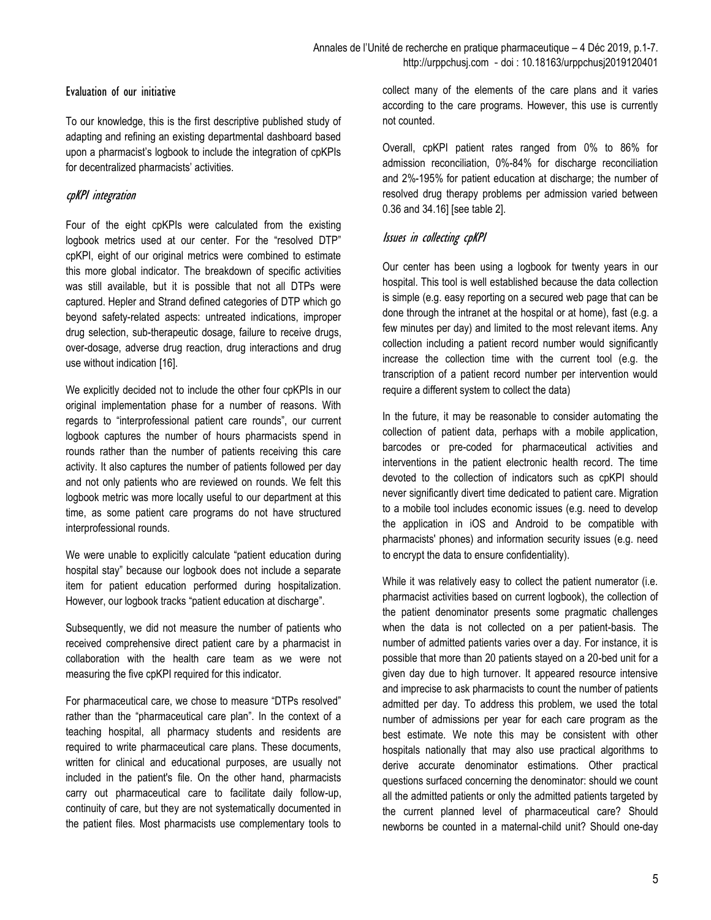### Evaluation of our initiative

To our knowledge, this is the first descriptive published study of adapting and refining an existing departmental dashboard based upon a pharmacist's logbook to include the integration of cpKPIs for decentralized pharmacists' activities.

#### *cpKPI integration*

Four of the eight cpKPIs were calculated from the existing logbook metrics used at our center. For the "resolved DTP" cpKPI, eight of our original metrics were combined to estimate this more global indicator. The breakdown of specific activities was still available, but it is possible that not all DTPs were captured. Hepler and Strand defined categories of DTP which go beyond safety-related aspects: untreated indications, improper drug selection, sub-therapeutic dosage, failure to receive drugs, over-dosage, adverse drug reaction, drug interactions and drug use without indication [16].

We explicitly decided not to include the other four cpKPIs in our original implementation phase for a number of reasons. With regards to "interprofessional patient care rounds", our current logbook captures the number of hours pharmacists spend in rounds rather than the number of patients receiving this care activity. It also captures the number of patients followed per day and not only patients who are reviewed on rounds. We felt this logbook metric was more locally useful to our department at this time, as some patient care programs do not have structured interprofessional rounds.

We were unable to explicitly calculate "patient education during hospital stay" because our logbook does not include a separate item for patient education performed during hospitalization. However, our logbook tracks "patient education at discharge".

Subsequently, we did not measure the number of patients who received comprehensive direct patient care by a pharmacist in collaboration with the health care team as we were not measuring the five cpKPI required for this indicator.

For pharmaceutical care, we chose to measure "DTPs resolved" rather than the "pharmaceutical care plan". In the context of a teaching hospital, all pharmacy students and residents are required to write pharmaceutical care plans. These documents, written for clinical and educational purposes, are usually not included in the patient's file. On the other hand, pharmacists carry out pharmaceutical care to facilitate daily follow-up, continuity of care, but they are not systematically documented in the patient files. Most pharmacists use complementary tools to collect many of the elements of the care plans and it varies according to the care programs. However, this use is currently not counted.

Overall, cpKPI patient rates ranged from 0% to 86% for admission reconciliation, 0%-84% for discharge reconciliation and 2%-195% for patient education at discharge; the number of resolved drug therapy problems per admission varied between 0.36 and 34.16] [see table 2].

#### *Issues in collecting cpKPI*

Our center has been using a logbook for twenty years in our hospital. This tool is well established because the data collection is simple (e.g. easy reporting on a secured web page that can be done through the intranet at the hospital or at home), fast (e.g. a few minutes per day) and limited to the most relevant items. Any collection including a patient record number would significantly increase the collection time with the current tool (e.g. the transcription of a patient record number per intervention would require a different system to collect the data)

In the future, it may be reasonable to consider automating the collection of patient data, perhaps with a mobile application, barcodes or pre-coded for pharmaceutical activities and interventions in the patient electronic health record. The time devoted to the collection of indicators such as cpKPI should never significantly divert time dedicated to patient care. Migration to a mobile tool includes economic issues (e.g. need to develop the application in iOS and Android to be compatible with pharmacists' phones) and information security issues (e.g. need to encrypt the data to ensure confidentiality).

While it was relatively easy to collect the patient numerator (i.e. pharmacist activities based on current logbook), the collection of the patient denominator presents some pragmatic challenges when the data is not collected on a per patient-basis. The number of admitted patients varies over a day. For instance, it is possible that more than 20 patients stayed on a 20-bed unit for a given day due to high turnover. It appeared resource intensive and imprecise to ask pharmacists to count the number of patients admitted per day. To address this problem, we used the total number of admissions per year for each care program as the best estimate. We note this may be consistent with other hospitals nationally that may also use practical algorithms to derive accurate denominator estimations. Other practical questions surfaced concerning the denominator: should we count all the admitted patients or only the admitted patients targeted by the current planned level of pharmaceutical care? Should newborns be counted in a maternal-child unit? Should one-day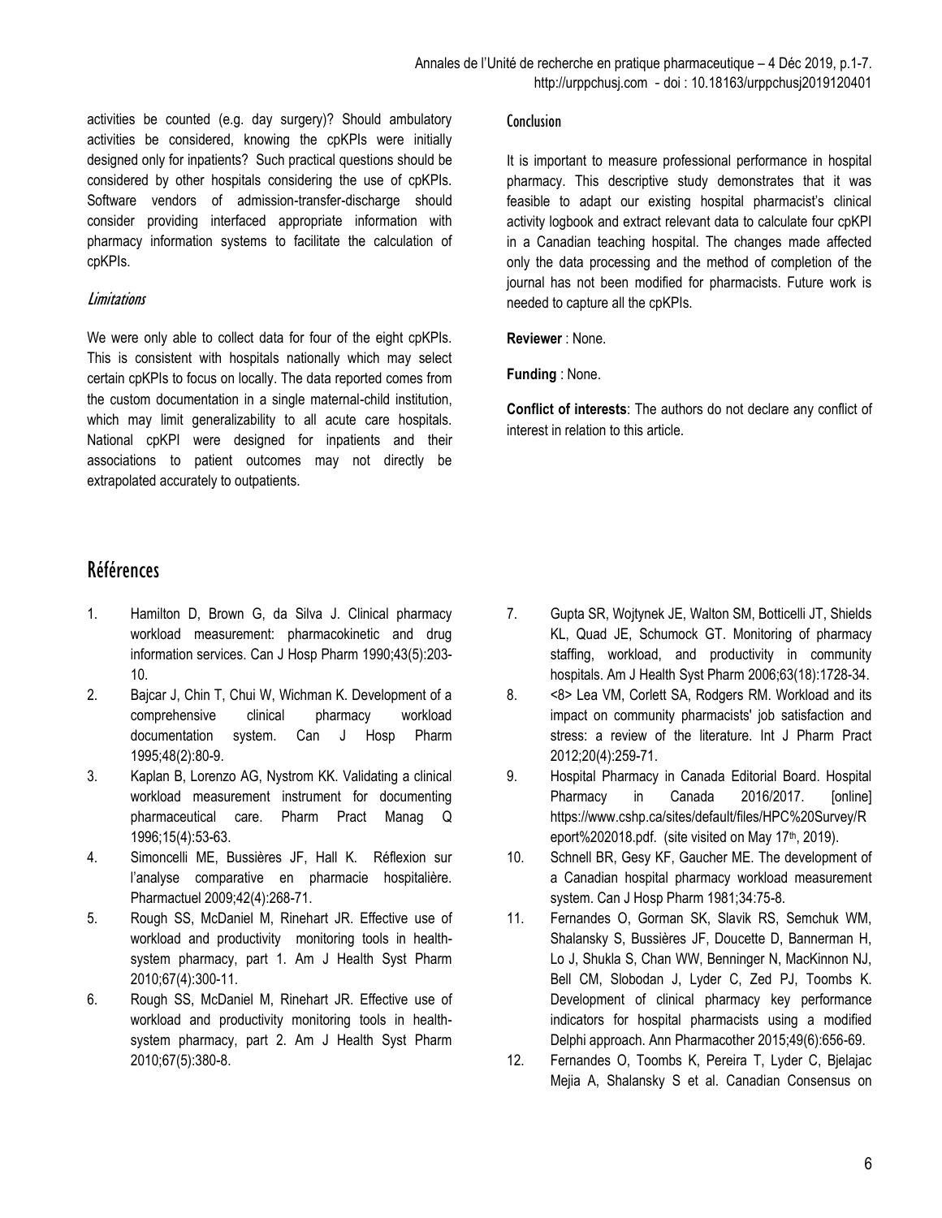activities be counted (e.g. day surgery)? Should ambulatory activities be considered, knowing the cpKPIs were initially designed only for inpatients? Such practical questions should be considered by other hospitals considering the use of cpKPIs. Software vendors of admission-transfer-discharge should consider providing interfaced appropriate information with pharmacy information systems to facilitate the calculation of cpKPIs.

### *Limitations*

We were only able to collect data for four of the eight cpKPIs. This is consistent with hospitals nationally which may select certain cpKPIs to focus on locally. The data reported comes from the custom documentation in a single maternal-child institution, which may limit generalizability to all acute care hospitals. National cpKPI were designed for inpatients and their associations to patient outcomes may not directly be extrapolated accurately to outpatients.

### Conclusion

It is important to measure professional performance in hospital pharmacy. This descriptive study demonstrates that it was feasible to adapt our existing hospital pharmacist's clinical activity logbook and extract relevant data to calculate four cpKPI in a Canadian teaching hospital. The changes made affected only the data processing and the method of completion of the journal has not been modified for pharmacists. Future work is needed to capture all the cpKPIs.

**Reviewer** : None.

**Funding** : None.

**Conflict of interests**: The authors do not declare any conflict of interest in relation to this article.

## Références

1. Hamilton D, Brown G, da Silva J. Clinical pharmacy workload measurement: pharmacokinetic and drug information services. Can J Hosp Pharm 1990;43(5):203-10.
2. Bajcar J, Chin T, Chui W, Wichman K. Development of a comprehensive clinical pharmacy workload documentation system. Can J Hosp Pharm 1995;48(2):80-9.
3. Kaplan B, Lorenzo AG, Nystrom KK. Validating a clinical workload measurement instrument for documenting pharmaceutical care. Pharm Pract Manag Q 1996;15(4):53-63.
4. Simoncelli ME, Bussières JF, Hall K. Réflexion sur l'analyse comparative en pharmacie hospitalière. Pharmactuel 2009;42(4):268-71.
5. Rough SS, McDaniel M, Rinehart JR. Effective use of workload and productivity monitoring tools in health-system pharmacy, part 1. Am J Health Syst Pharm 2010;67(4):300-11.
6. Rough SS, McDaniel M, Rinehart JR. Effective use of workload and productivity monitoring tools in health-system pharmacy, part 2. Am J Health Syst Pharm 2010;67(5):380-8.
7. Gupta SR, Wojtynek JE, Walton SM, Botticelli JT, Shields KL, Quad JE, Schumock GT. Monitoring of pharmacy staffing, workload, and productivity in community hospitals. Am J Health Syst Pharm 2006;63(18):1728-34.
8. <8> Lea VM, Corlett SA, Rodgers RM. Workload and its impact on community pharmacists' job satisfaction and stress: a review of the literature. Int J Pharm Pract 2012;20(4):259-71.
9. Hospital Pharmacy in Canada Editorial Board. Hospital Pharmacy in Canada 2016/2017. [online] https://www.cshp.ca/sites/default/files/HPC%20Survey/Report%202018.pdf. (site visited on May 17th, 2019).
10. Schnell BR, Gesy KF, Gaucher ME. The development of a Canadian hospital pharmacy workload measurement system. Can J Hosp Pharm 1981;34:75-8.
11. Fernandes O, Gorman SK, Slavik RS, Semchuk WM, Shalansky S, Bussières JF, Doucette D, Bannerman H, Lo J, Shukla S, Chan WW, Benninger N, MacKinnon NJ, Bell CM, Slobodan J, Lyder C, Zed PJ, Toombs K. Development of clinical pharmacy key performance indicators for hospital pharmacists using a modified Delphi approach. Ann Pharmacother 2015;49(6):656-69.
12. Fernandes O, Toombs K, Pereira T, Lyder C, Bjelajac Mejia A, Shalansky S et al. Canadian Consensus on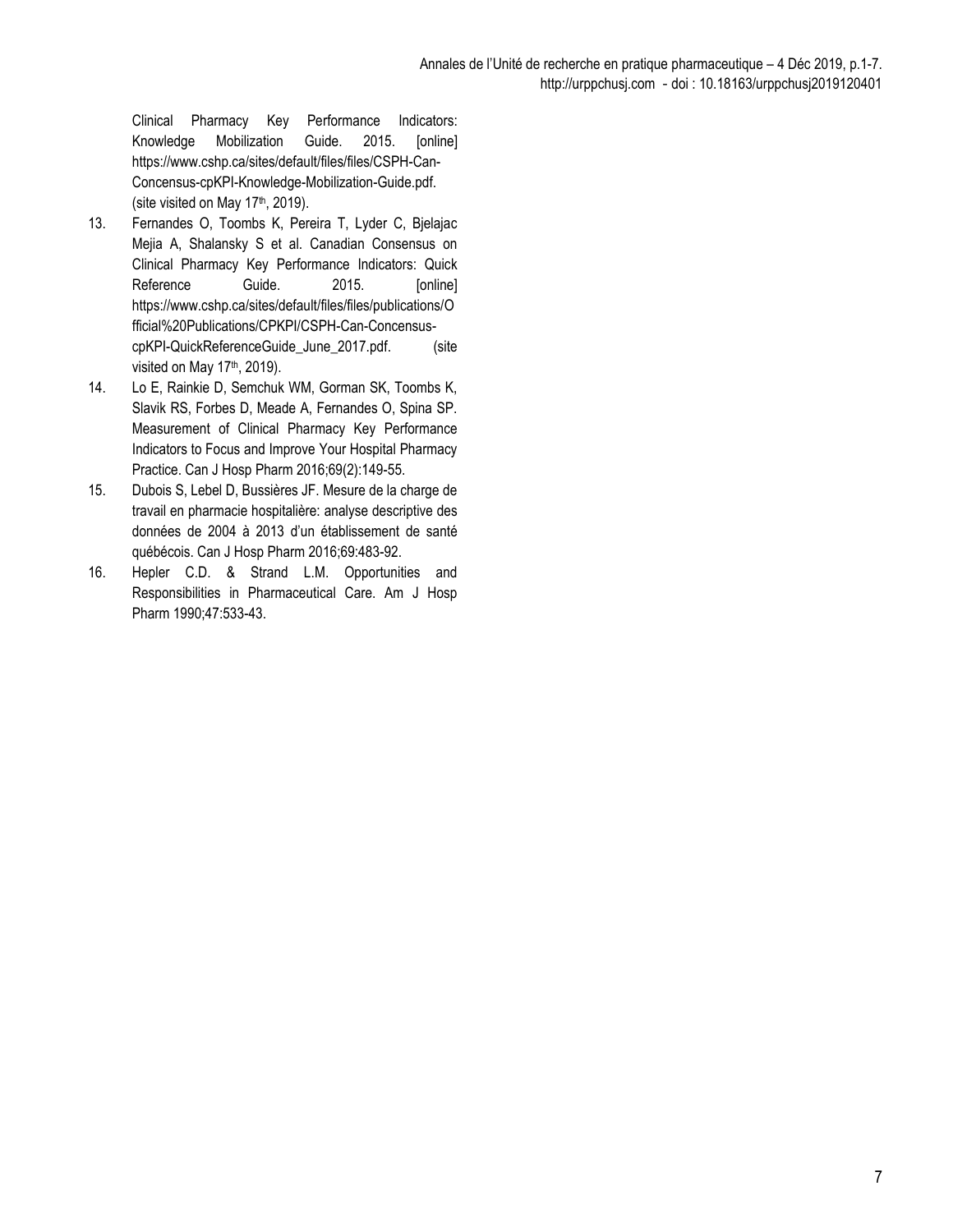Clinical Pharmacy Key Performance Indicators: Knowledge Mobilization Guide. 2015. [online] https://www.cshp.ca/sites/default/files/files/CSPH-Can-Concensus-cpKPI-Knowledge-Mobilization-Guide.pdf. (site visited on May 17th, 2019).

13. Fernandes O, Toombs K, Pereira T, Lyder C, Bjelajac Mejia A, Shalansky S et al. Canadian Consensus on Clinical Pharmacy Key Performance Indicators: Quick Reference Guide. 2015. [online] https://www.cshp.ca/sites/default/files/files/publications/Official%20Publications/CPKPI/CSPH-Can-Concensus-cpKPI-QuickReferenceGuide_June_2017.pdf. (site visited on May 17th, 2019).
14. Lo E, Rainkie D, Semchuk WM, Gorman SK, Toombs K, Slavik RS, Forbes D, Meade A, Fernandes O, Spina SP. Measurement of Clinical Pharmacy Key Performance Indicators to Focus and Improve Your Hospital Pharmacy Practice. Can J Hosp Pharm 2016;69(2):149-55.
15. Dubois S, Lebel D, Bussières JF. Mesure de la charge de travail en pharmacie hospitalière: analyse descriptive des données de 2004 à 2013 d'un établissement de santé québécois. Can J Hosp Pharm 2016;69:483-92.
16. Hepler C.D. & Strand L.M. Opportunities and Responsibilities in Pharmaceutical Care. Am J Hosp Pharm 1990;47:533-43.